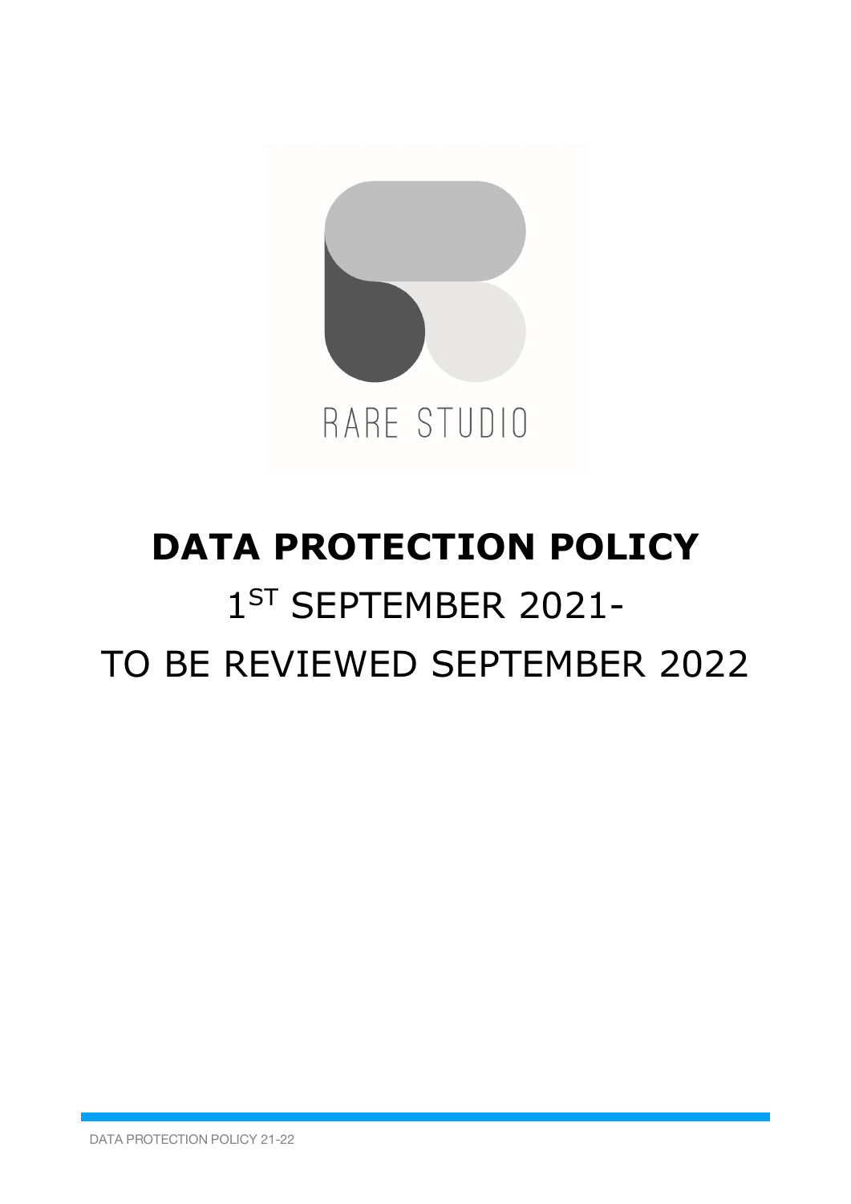RARE STUDIO

# DATA PROTECTION POLICY

1ST SEPTEMBER 2021-

TO BE REVIEWED SEPTEMBER 2022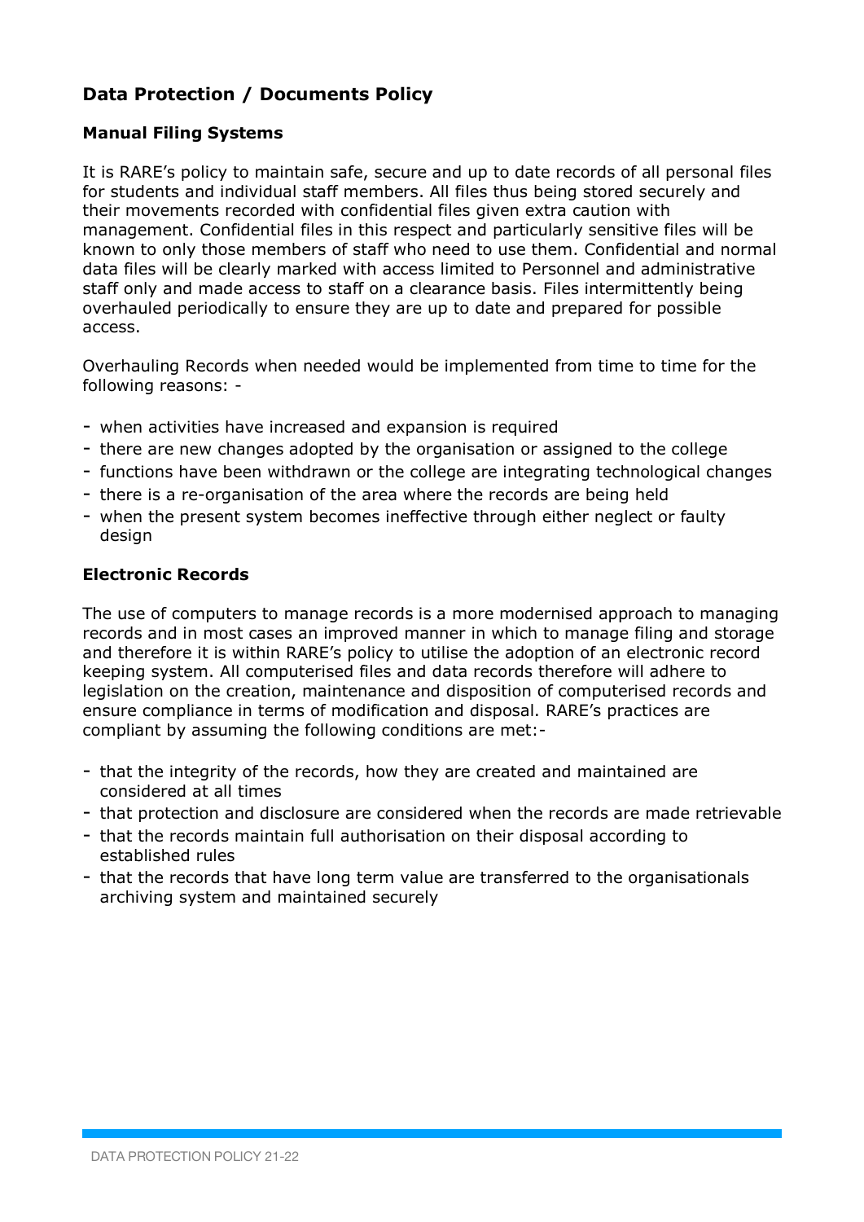## Data Protection / Documents Policy

### Manual Filing Systems

It is RARE's policy to maintain safe, secure and up to date records of all personal files for students and individual staff members. All files thus being stored securely and their movements recorded with confidential files given extra caution with management. Confidential files in this respect and particularly sensitive files will be known to only those members of staff who need to use them. Confidential and normal data files will be clearly marked with access limited to Personnel and administrative staff only and made access to staff on a clearance basis. Files intermittently being overhauled periodically to ensure they are up to date and prepared for possible access.

Overhauling Records when needed would be implemented from time to time for the following reasons: -

- when activities have increased and expansion is required
- there are new changes adopted by the organisation or assigned to the college
- functions have been withdrawn or the college are integrating technological changes
- there is a re-organisation of the area where the records are being held
- when the present system becomes ineffective through either neglect or faulty design

### Electronic Records

The use of computers to manage records is a more modernised approach to managing records and in most cases an improved manner in which to manage filing and storage and therefore it is within RARE's policy to utilise the adoption of an electronic record keeping system. All computerised files and data records therefore will adhere to legislation on the creation, maintenance and disposition of computerised records and ensure compliance in terms of modification and disposal. RARE's practices are compliant by assuming the following conditions are met:-

- that the integrity of the records, how they are created and maintained are considered at all times
- that protection and disclosure are considered when the records are made retrievable
- that the records maintain full authorisation on their disposal according to established rules
- that the records that have long term value are transferred to the organisationals archiving system and maintained securely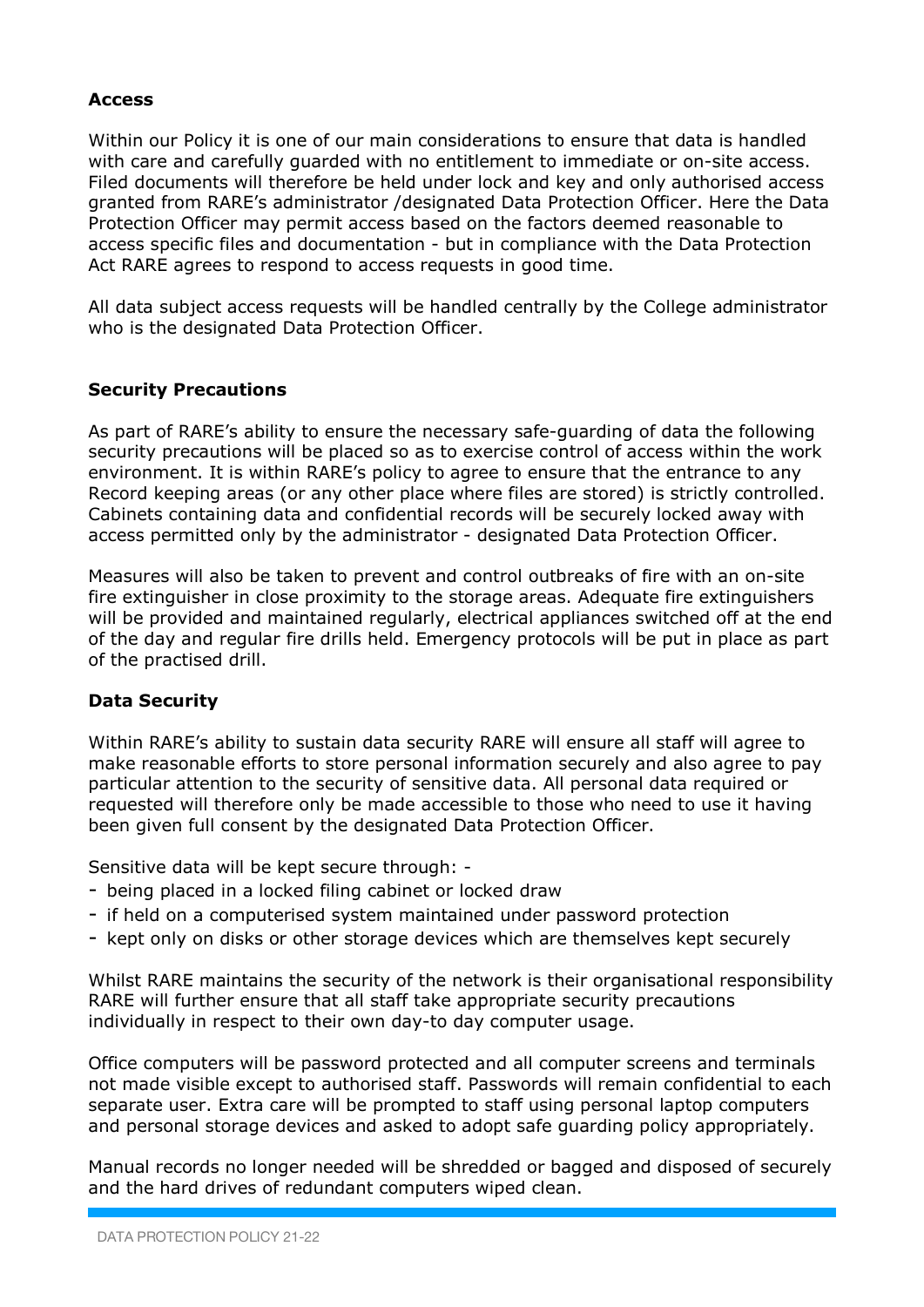**Access**

Within our Policy it is one of our main considerations to ensure that data is handled with care and carefully guarded with no entitlement to immediate or on-site access. Filed documents will therefore be held under lock and key and only authorised access granted from RARE's administrator /designated Data Protection Officer. Here the Data Protection Officer may permit access based on the factors deemed reasonable to access specific files and documentation - but in compliance with the Data Protection Act RARE agrees to respond to access requests in good time.

All data subject access requests will be handled centrally by the College administrator who is the designated Data Protection Officer.

**Security Precautions**

As part of RARE's ability to ensure the necessary safe-guarding of data the following security precautions will be placed so as to exercise control of access within the work environment. It is within RARE's policy to agree to ensure that the entrance to any Record keeping areas (or any other place where files are stored) is strictly controlled. Cabinets containing data and confidential records will be securely locked away with access permitted only by the administrator - designated Data Protection Officer.

Measures will also be taken to prevent and control outbreaks of fire with an on-site fire extinguisher in close proximity to the storage areas. Adequate fire extinguishers will be provided and maintained regularly, electrical appliances switched off at the end of the day and regular fire drills held. Emergency protocols will be put in place as part of the practised drill.

**Data Security**

Within RARE's ability to sustain data security RARE will ensure all staff will agree to make reasonable efforts to store personal information securely and also agree to pay particular attention to the security of sensitive data. All personal data required or requested will therefore only be made accessible to those who need to use it having been given full consent by the designated Data Protection Officer.

Sensitive data will be kept secure through: -

- being placed in a locked filing cabinet or locked draw
- if held on a computerised system maintained under password protection
- kept only on disks or other storage devices which are themselves kept securely

Whilst RARE maintains the security of the network is their organisational responsibility RARE will further ensure that all staff take appropriate security precautions individually in respect to their own day-to day computer usage.

Office computers will be password protected and all computer screens and terminals not made visible except to authorised staff. Passwords will remain confidential to each separate user. Extra care will be prompted to staff using personal laptop computers and personal storage devices and asked to adopt safe guarding policy appropriately.

Manual records no longer needed will be shredded or bagged and disposed of securely and the hard drives of redundant computers wiped clean.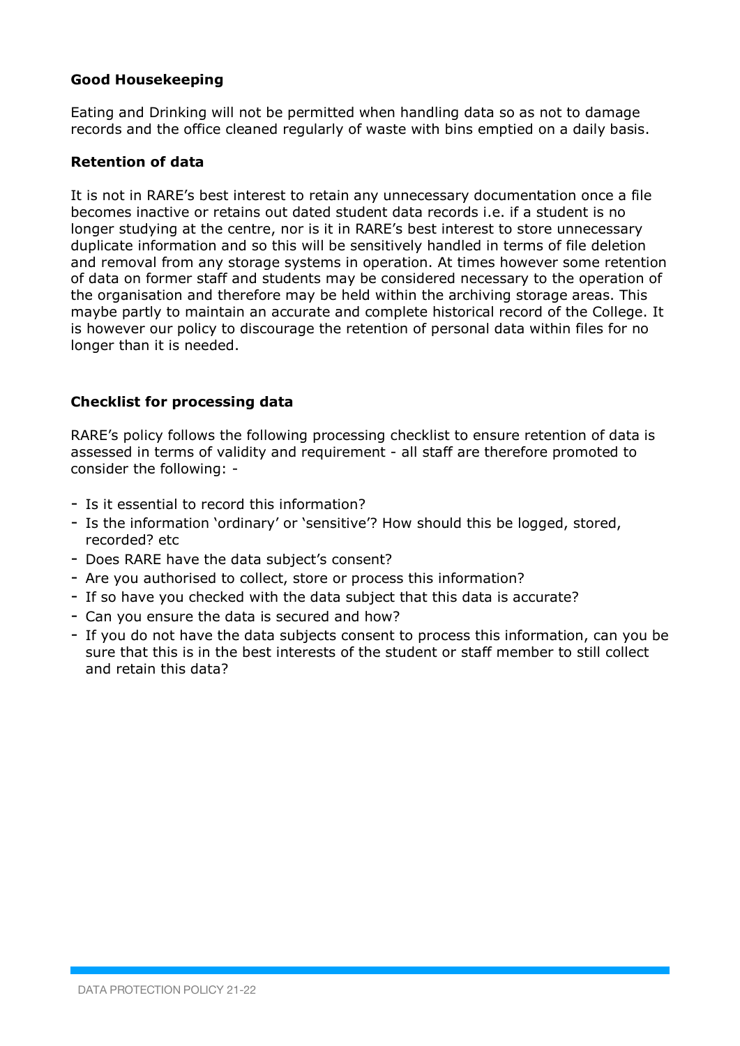**Good Housekeeping**

Eating and Drinking will not be permitted when handling data so as not to damage records and the office cleaned regularly of waste with bins emptied on a daily basis.

**Retention of data**

It is not in RARE's best interest to retain any unnecessary documentation once a file becomes inactive or retains out dated student data records i.e. if a student is no longer studying at the centre, nor is it in RARE's best interest to store unnecessary duplicate information and so this will be sensitively handled in terms of file deletion and removal from any storage systems in operation. At times however some retention of data on former staff and students may be considered necessary to the operation of the organisation and therefore may be held within the archiving storage areas. This maybe partly to maintain an accurate and complete historical record of the College. It is however our policy to discourage the retention of personal data within files for no longer than it is needed.

**Checklist for processing data**

RARE's policy follows the following processing checklist to ensure retention of data is assessed in terms of validity and requirement - all staff are therefore promoted to consider the following: -

- Is it essential to record this information?
- Is the information 'ordinary' or 'sensitive'? How should this be logged, stored, recorded? etc
- Does RARE have the data subject's consent?
- Are you authorised to collect, store or process this information?
- If so have you checked with the data subject that this data is accurate?
- Can you ensure the data is secured and how?
- If you do not have the data subjects consent to process this information, can you be sure that this is in the best interests of the student or staff member to still collect and retain this data?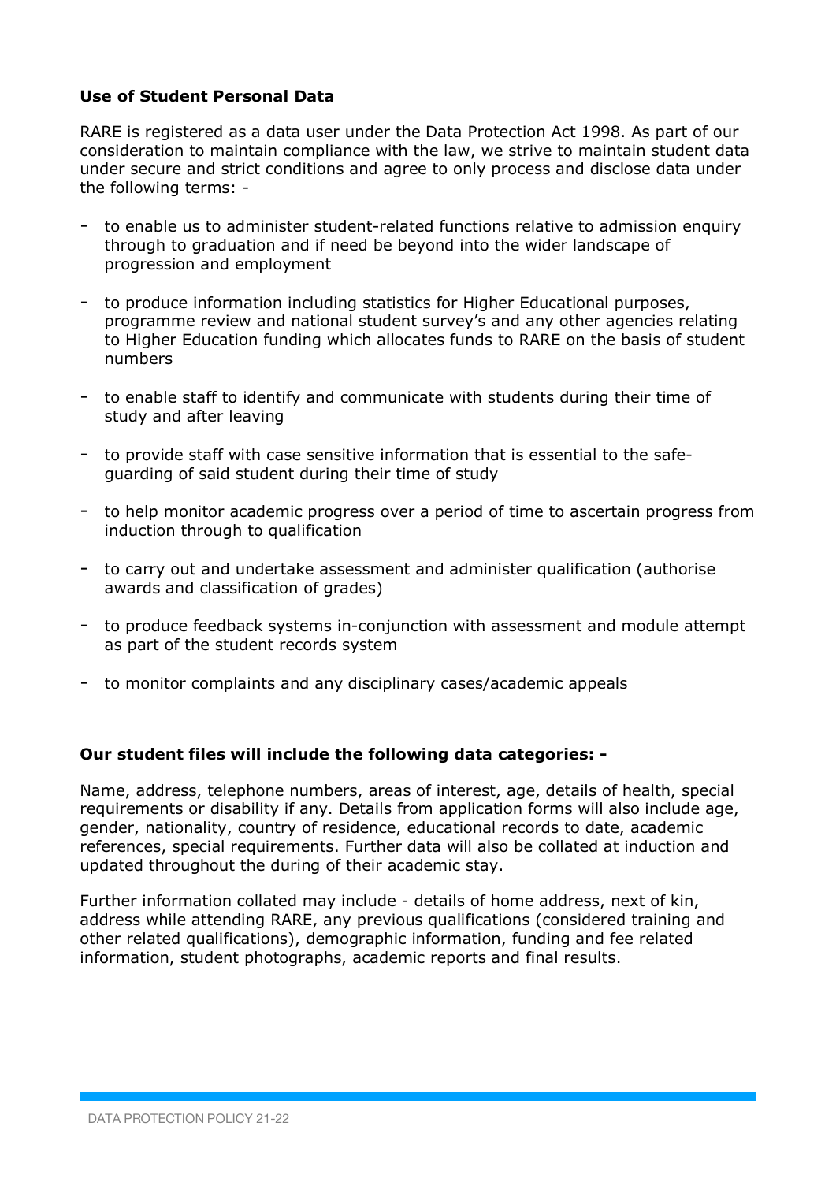**Use of Student Personal Data**

RARE is registered as a data user under the Data Protection Act 1998. As part of our consideration to maintain compliance with the law, we strive to maintain student data under secure and strict conditions and agree to only process and disclose data under the following terms: -

- to enable us to administer student-related functions relative to admission enquiry through to graduation and if need be beyond into the wider landscape of progression and employment
- to produce information including statistics for Higher Educational purposes, programme review and national student survey's and any other agencies relating to Higher Education funding which allocates funds to RARE on the basis of student numbers
- to enable staff to identify and communicate with students during their time of study and after leaving
- to provide staff with case sensitive information that is essential to the safe-guarding of said student during their time of study
- to help monitor academic progress over a period of time to ascertain progress from induction through to qualification
- to carry out and undertake assessment and administer qualification (authorise awards and classification of grades)
- to produce feedback systems in-conjunction with assessment and module attempt as part of the student records system
- to monitor complaints and any disciplinary cases/academic appeals

**Our student files will include the following data categories: -**

Name, address, telephone numbers, areas of interest, age, details of health, special requirements or disability if any. Details from application forms will also include age, gender, nationality, country of residence, educational records to date, academic references, special requirements. Further data will also be collated at induction and updated throughout the during of their academic stay.

Further information collated may include - details of home address, next of kin, address while attending RARE, any previous qualifications (considered training and other related qualifications), demographic information, funding and fee related information, student photographs, academic reports and final results.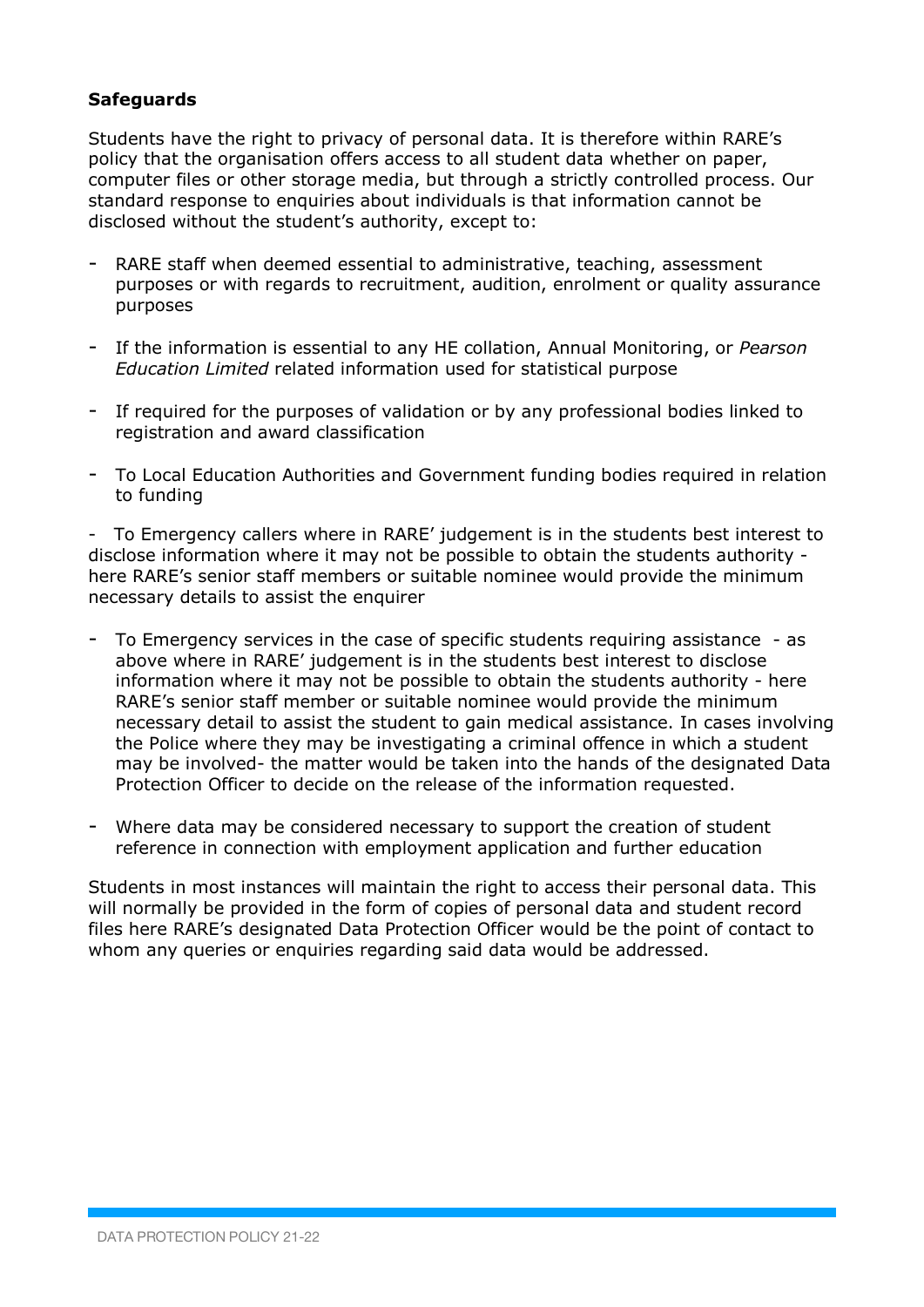**Safeguards**

Students have the right to privacy of personal data. It is therefore within RARE's policy that the organisation offers access to all student data whether on paper, computer files or other storage media, but through a strictly controlled process. Our standard response to enquiries about individuals is that information cannot be disclosed without the student's authority, except to:

- RARE staff when deemed essential to administrative, teaching, assessment purposes or with regards to recruitment, audition, enrolment or quality assurance purposes
- If the information is essential to any HE collation, Annual Monitoring, or *Pearson Education Limited* related information used for statistical purpose
- If required for the purposes of validation or by any professional bodies linked to registration and award classification
- To Local Education Authorities and Government funding bodies required in relation to funding
- To Emergency callers where in RARE' judgement is in the students best interest to disclose information where it may not be possible to obtain the students authority - here RARE's senior staff members or suitable nominee would provide the minimum necessary details to assist the enquirer
- To Emergency services in the case of specific students requiring assistance - as above where in RARE' judgement is in the students best interest to disclose information where it may not be possible to obtain the students authority - here RARE's senior staff member or suitable nominee would provide the minimum necessary detail to assist the student to gain medical assistance. In cases involving the Police where they may be investigating a criminal offence in which a student may be involved- the matter would be taken into the hands of the designated Data Protection Officer to decide on the release of the information requested.
- Where data may be considered necessary to support the creation of student reference in connection with employment application and further education

Students in most instances will maintain the right to access their personal data. This will normally be provided in the form of copies of personal data and student record files here RARE's designated Data Protection Officer would be the point of contact to whom any queries or enquiries regarding said data would be addressed.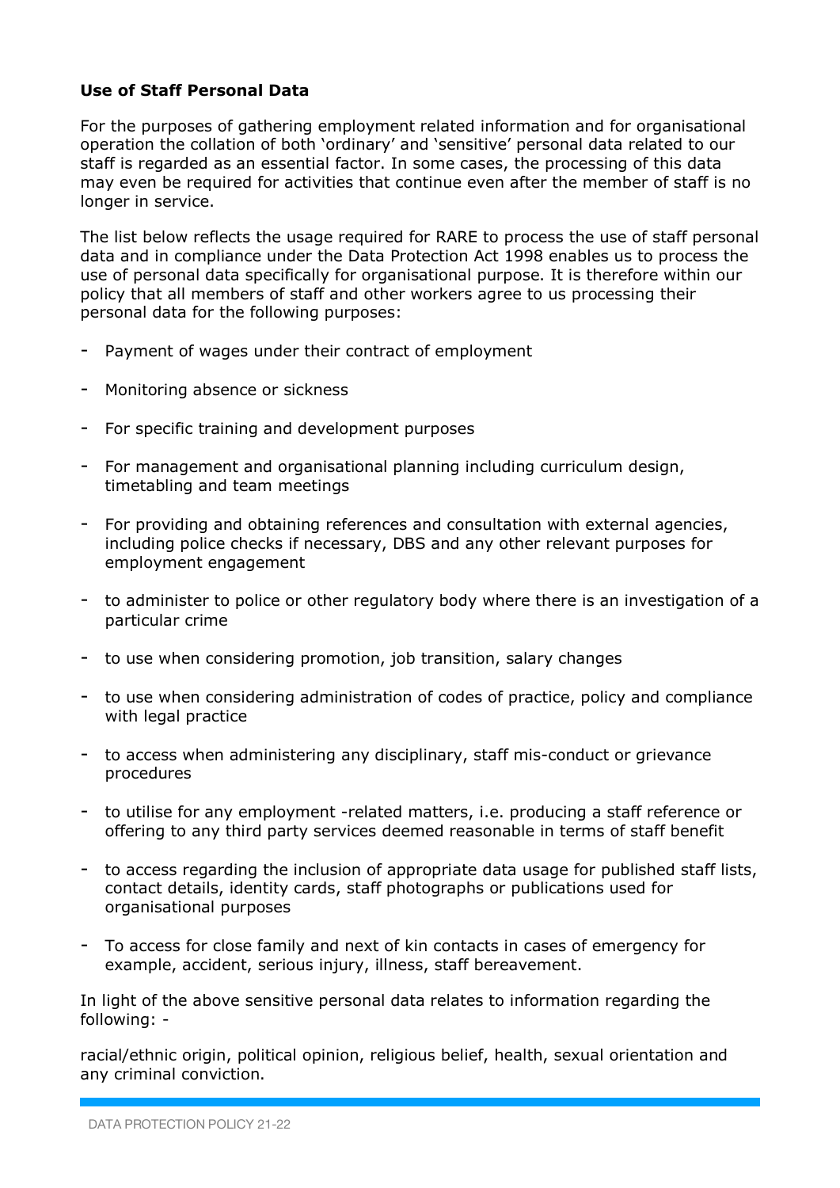**Use of Staff Personal Data**

For the purposes of gathering employment related information and for organisational operation the collation of both 'ordinary' and 'sensitive' personal data related to our staff is regarded as an essential factor. In some cases, the processing of this data may even be required for activities that continue even after the member of staff is no longer in service.

The list below reflects the usage required for RARE to process the use of staff personal data and in compliance under the Data Protection Act 1998 enables us to process the use of personal data specifically for organisational purpose. It is therefore within our policy that all members of staff and other workers agree to us processing their personal data for the following purposes:

- Payment of wages under their contract of employment
- Monitoring absence or sickness
- For specific training and development purposes
- For management and organisational planning including curriculum design, timetabling and team meetings
- For providing and obtaining references and consultation with external agencies, including police checks if necessary, DBS and any other relevant purposes for employment engagement
- to administer to police or other regulatory body where there is an investigation of a particular crime
- to use when considering promotion, job transition, salary changes
- to use when considering administration of codes of practice, policy and compliance with legal practice
- to access when administering any disciplinary, staff mis-conduct or grievance procedures
- to utilise for any employment -related matters, i.e. producing a staff reference or offering to any third party services deemed reasonable in terms of staff benefit
- to access regarding the inclusion of appropriate data usage for published staff lists, contact details, identity cards, staff photographs or publications used for organisational purposes
- To access for close family and next of kin contacts in cases of emergency for example, accident, serious injury, illness, staff bereavement.

In light of the above sensitive personal data relates to information regarding the following: -

racial/ethnic origin, political opinion, religious belief, health, sexual orientation and any criminal conviction.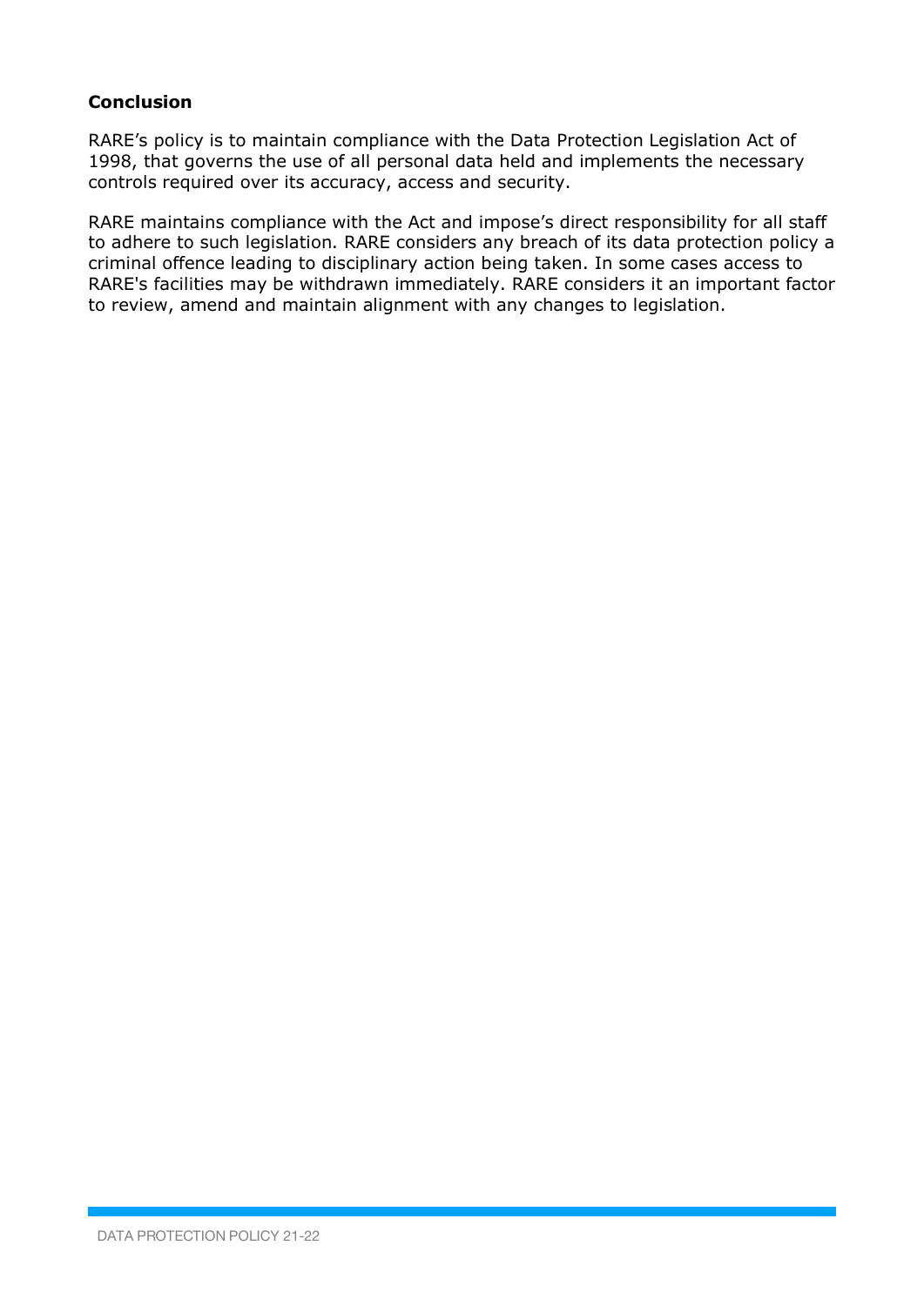## Conclusion

RARE's policy is to maintain compliance with the Data Protection Legislation Act of 1998, that governs the use of all personal data held and implements the necessary controls required over its accuracy, access and security.

RARE maintains compliance with the Act and impose's direct responsibility for all staff to adhere to such legislation. RARE considers any breach of its data protection policy a criminal offence leading to disciplinary action being taken. In some cases access to RARE's facilities may be withdrawn immediately. RARE considers it an important factor to review, amend and maintain alignment with any changes to legislation.